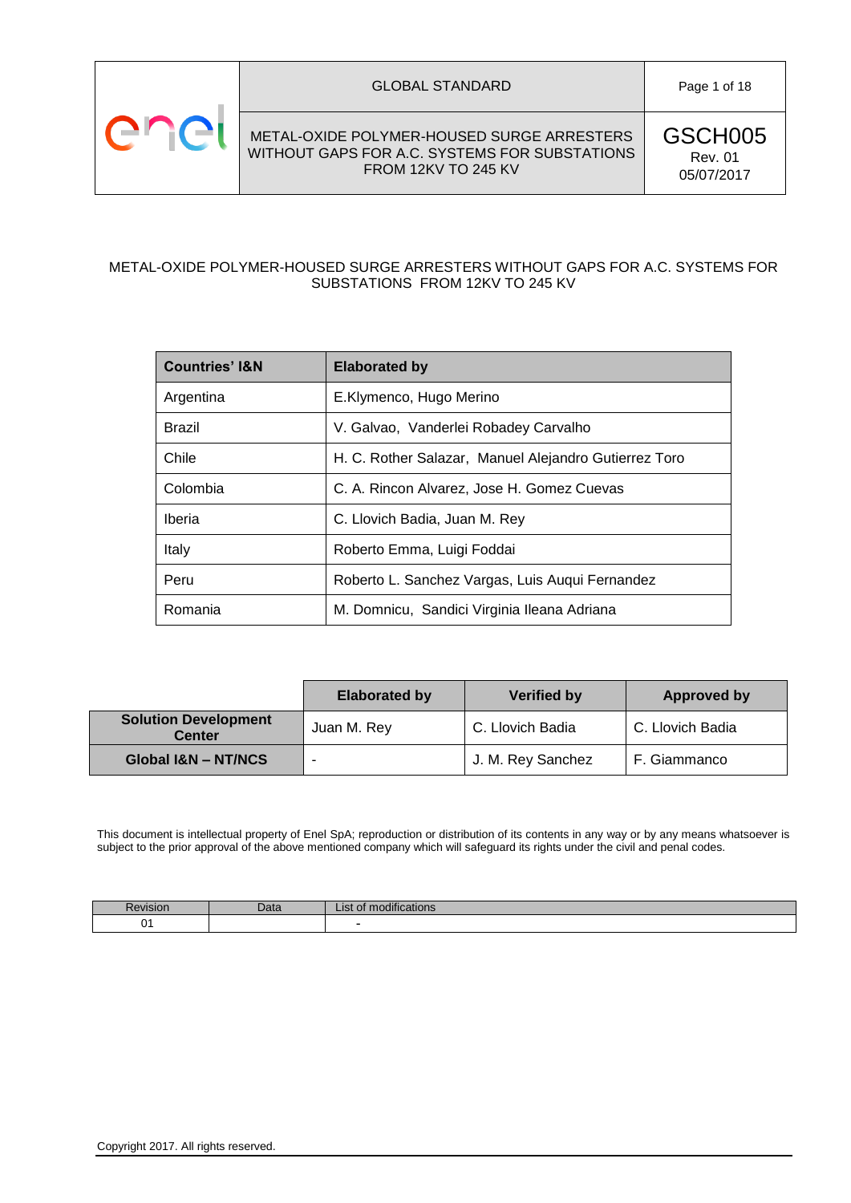| | GLOBAL STANDARD | Page 1 of 18 |
| --- | --- | --- |
| enel | METAL-OXIDE POLYMER-HOUSED SURGE ARRESTERS WITHOUT GAPS FOR A.C. SYSTEMS FOR SUBSTATIONS FROM 12KV TO 245 KV | GSCH005 Rev. 01 05/07/2017 |

# METAL-OXIDE POLYMER-HOUSED SURGE ARRESTERS WITHOUT GAPS FOR A.C. SYSTEMS FOR SUBSTATIONS FROM 12KV TO 245 KV

| Countries' I&N | Elaborated by |
| --- | --- |
| Argentina | E.Klymenco, Hugo Merino |
| Brazil | V. Galvao, Vanderlei Robadey Carvalho |
| Chile | H. C. Rother Salazar, Manuel Alejandro Gutierrez Toro |
| Colombia | C. A. Rincon Alvarez, Jose H. Gomez Cuevas |
| Iberia | C. Llovich Badia, Juan M. Rey |
| Italy | Roberto Emma, Luigi Foddai |
| Peru | Roberto L. Sanchez Vargas, Luis Auqui Fernandez |
| Romania | M. Domnicu, Sandici Virginia Ileana Adriana |

| | Elaborated by | Verified by | Approved by |
| --- | --- | --- | --- |
| **Solution Development Center** | Juan M. Rey | C. Llovich Badia | C. Llovich Badia |
| **Global I&N – NT/NCS** | - | J. M. Rey Sanchez | F. Giammanco |

This document is intellectual property of Enel SpA; reproduction or distribution of its contents in any way or by any means whatsoever is subject to the prior approval of the above mentioned company which will safeguard its rights under the civil and penal codes.

| Revision | Data | List of modifications |
| --- | --- | --- |
| 01 | | - |

Copyright 2017. All rights reserved.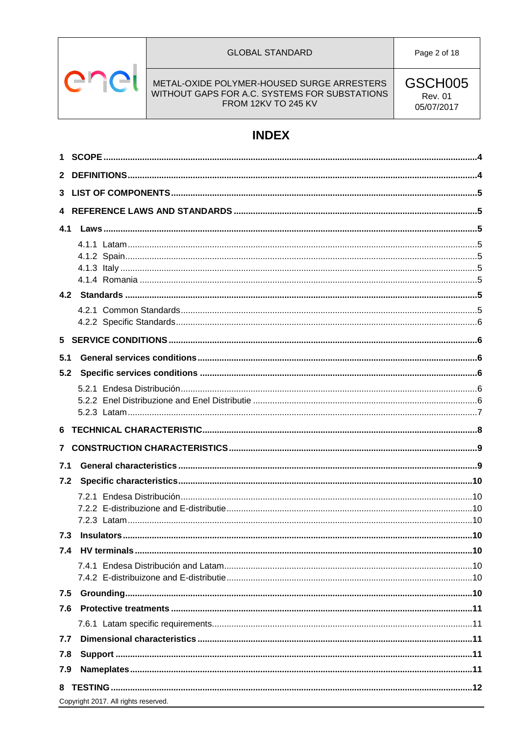# INDEX

1 SCOPE ....................................................................................................................................4

2 DEFINITIONS ...........................................................................................................................4

3 LIST OF COMPONENTS ..........................................................................................................5

4 REFERENCE LAWS AND STANDARDS ................................................................................5

4.1 Laws ......................................................................................................................................5

- 4.1.1 Latam ...............................................................................................................................5
- 4.1.2 Spain ................................................................................................................................5
- 4.1.3 Italy ..................................................................................................................................5
- 4.1.4 Romania ...........................................................................................................................5

4.2 Standards ..............................................................................................................................5

- 4.2.1 Common Standards ...........................................................................................................5
- 4.2.2 Specific Standards .............................................................................................................6

5 SERVICE CONDITIONS .............................................................................................................6

5.1 General services conditions ....................................................................................................6

5.2 Specific services conditions ....................................................................................................6

- 5.2.1 Endesa Distribución ...........................................................................................................6
- 5.2.2 Enel Distribuzione and Enel Distributie ...............................................................................6
- 5.2.3 Latam ................................................................................................................................7

6 TECHNICAL CHARACTERISTIC.................................................................................................8

7 CONSTRUCTION CHARACTERISTICS .......................................................................................9

7.1 General characteristics ............................................................................................................9

7.2 Specific characteristics ..........................................................................................................10

- 7.2.1 Endesa Distribución .........................................................................................................10
- 7.2.2 E-distribuzione and E-distributie ......................................................................................10
- 7.2.3 Latam ..............................................................................................................................10

7.3 Insulators .............................................................................................................................10

7.4 HV terminals .........................................................................................................................10

- 7.4.1 Endesa Distribución and Latam ........................................................................................10
- 7.4.2 E-distribuizone and E-distributie ......................................................................................10

7.5 Grounding ............................................................................................................................10

7.6 Protective treatments ............................................................................................................11

- 7.6.1 Latam specific requirements ............................................................................................11

7.7 Dimensional characteristics ...................................................................................................11

7.8 Support ................................................................................................................................11

7.9 Nameplates ..........................................................................................................................11

8 TESTING ..................................................................................................................................12

Copyright 2017. All rights reserved.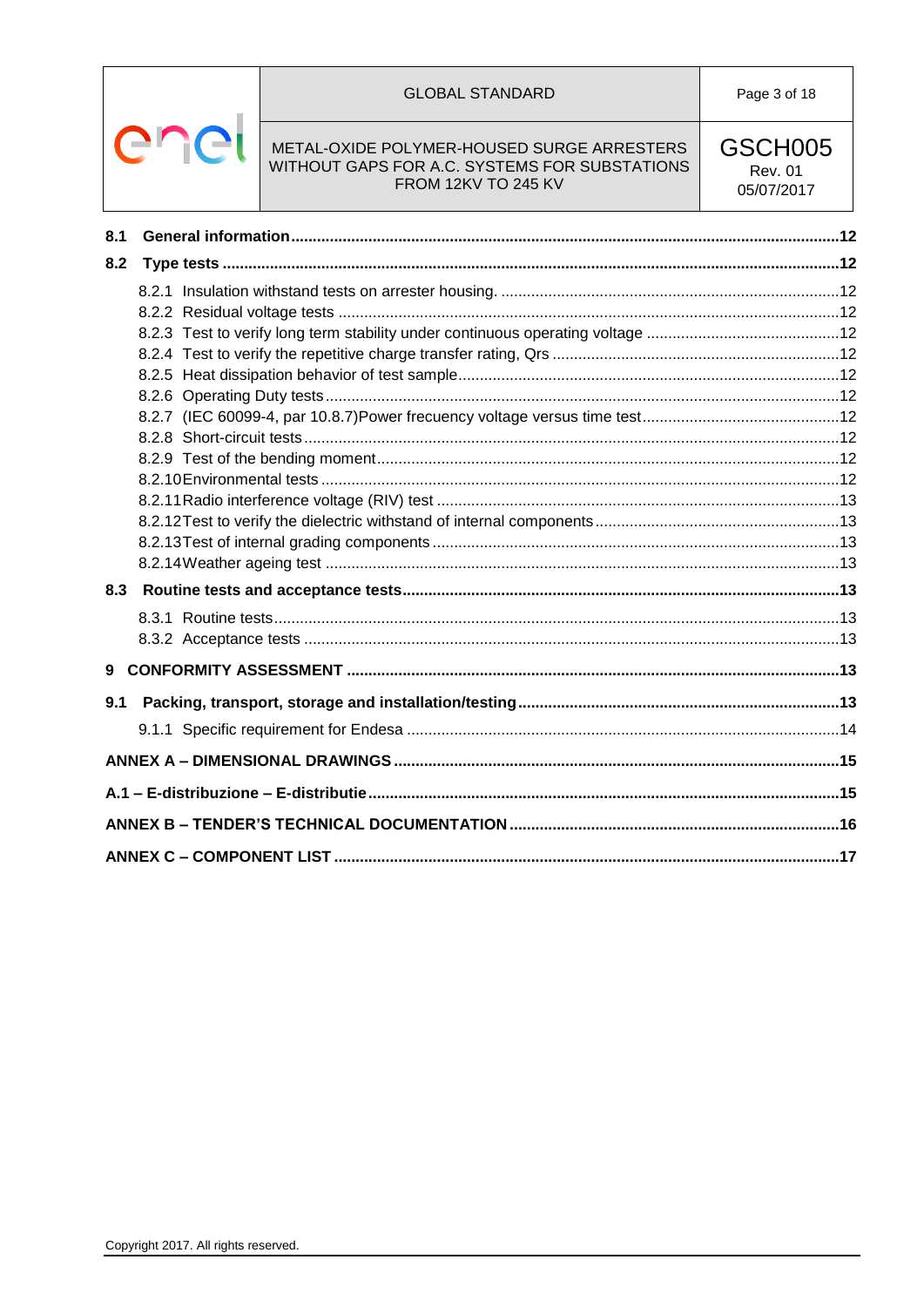**8.1 General information** .... 12

**8.2 Type tests** .... 12

- 8.2.1 Insulation withstand tests on arrester housing. .... 12
- 8.2.2 Residual voltage tests .... 12
- 8.2.3 Test to verify long term stability under continuous operating voltage .... 12
- 8.2.4 Test to verify the repetitive charge transfer rating, Qrs .... 12
- 8.2.5 Heat dissipation behavior of test sample .... 12
- 8.2.6 Operating Duty tests .... 12
- 8.2.7 (IEC 60099-4, par 10.8.7)Power frecuency voltage versus time test .... 12
- 8.2.8 Short-circuit tests .... 12
- 8.2.9 Test of the bending moment .... 12
- 8.2.10 Environmental tests .... 12
- 8.2.11 Radio interference voltage (RIV) test .... 13
- 8.2.12 Test to verify the dielectric withstand of internal components .... 13
- 8.2.13 Test of internal grading components .... 13
- 8.2.14 Weather ageing test .... 13

**8.3 Routine tests and acceptance tests** .... 13

- 8.3.1 Routine tests .... 13
- 8.3.2 Acceptance tests .... 13

**9 CONFORMITY ASSESSMENT** .... 13

**9.1 Packing, transport, storage and installation/testing** .... 13

- 9.1.1 Specific requirement for Endesa .... 14

**ANNEX A – DIMENSIONAL DRAWINGS** .... 15

**A.1 – E-distribuzione – E-distributie** .... 15

**ANNEX B – TENDER'S TECHNICAL DOCUMENTATION** .... 16

**ANNEX C – COMPONENT LIST** .... 17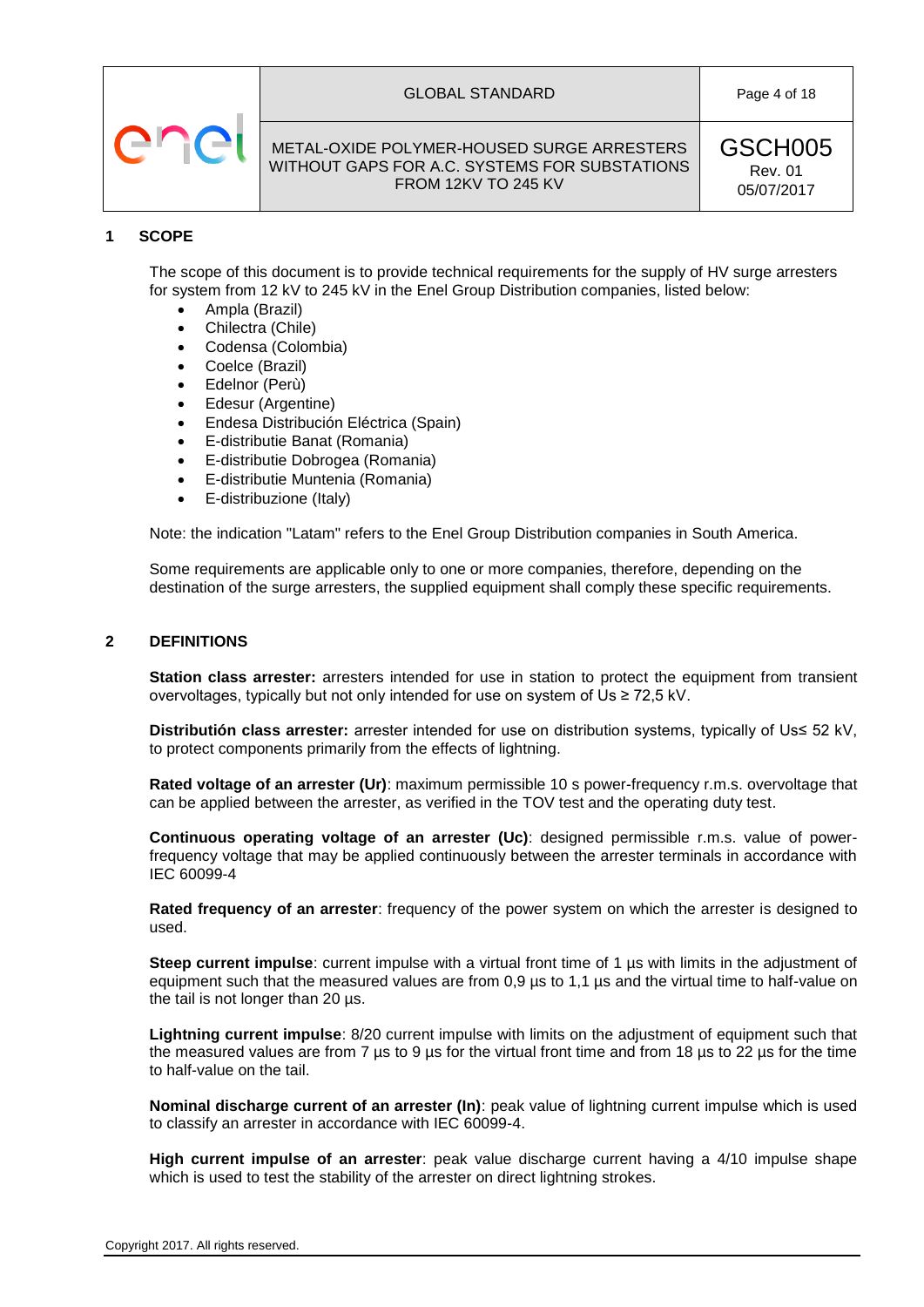## 1 SCOPE

The scope of this document is to provide technical requirements for the supply of HV surge arresters for system from 12 kV to 245 kV in the Enel Group Distribution companies, listed below:

- Ampla (Brazil)
- Chilectra (Chile)
- Codensa (Colombia)
- Coelce (Brazil)
- Edelnor (Perù)
- Edesur (Argentine)
- Endesa Distribución Eléctrica (Spain)
- E-distributie Banat (Romania)
- E-distributie Dobrogea (Romania)
- E-distributie Muntenia (Romania)
- E-distribuzione (Italy)

Note: the indication "Latam" refers to the Enel Group Distribution companies in South America.

Some requirements are applicable only to one or more companies, therefore, depending on the destination of the surge arresters, the supplied equipment shall comply these specific requirements.

## 2 DEFINITIONS

**Station class arrester:** arresters intended for use in station to protect the equipment from transient overvoltages, typically but not only intended for use on system of $U_s \geq 72{,}5$ kV.

**Distributión class arrester:** arrester intended for use on distribution systems, typically of $U_s \leq 52$ kV, to protect components primarily from the effects of lightning.

**Rated voltage of an arrester ($U_r$)**: maximum permissible 10 s power-frequency r.m.s. overvoltage that can be applied between the arrester, as verified in the TOV test and the operating duty test.

**Continuous operating voltage of an arrester ($U_c$)**: designed permissible r.m.s. value of power-frequency voltage that may be applied continuously between the arrester terminals in accordance with IEC 60099-4

**Rated frequency of an arrester**: frequency of the power system on which the arrester is designed to used.

**Steep current impulse**: current impulse with a virtual front time of 1 µs with limits in the adjustment of equipment such that the measured values are from 0,9 µs to 1,1 µs and the virtual time to half-value on the tail is not longer than 20 µs.

**Lightning current impulse**: 8/20 current impulse with limits on the adjustment of equipment such that the measured values are from 7 µs to 9 µs for the virtual front time and from 18 µs to 22 µs for the time to half-value on the tail.

**Nominal discharge current of an arrester ($I_n$)**: peak value of lightning current impulse which is used to classify an arrester in accordance with IEC 60099-4.

**High current impulse of an arrester**: peak value discharge current having a 4/10 impulse shape which is used to test the stability of the arrester on direct lightning strokes.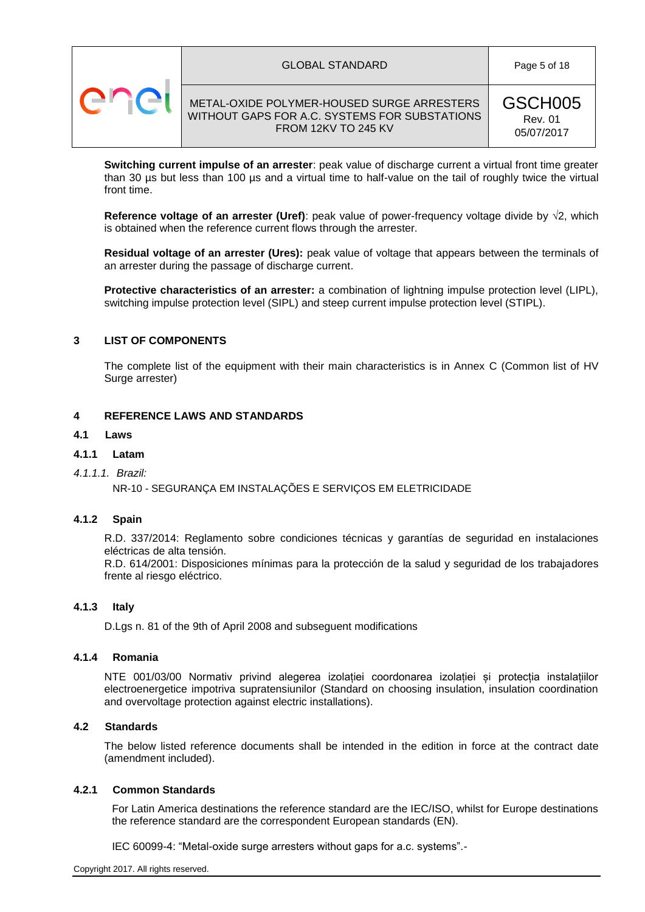**Switching current impulse of an arrester**: peak value of discharge current a virtual front time greater than 30 µs but less than 100 µs and a virtual time to half-value on the tail of roughly twice the virtual front time.

**Reference voltage of an arrester (Uref)**: peak value of power-frequency voltage divide by √2, which is obtained when the reference current flows through the arrester.

**Residual voltage of an arrester (Ures):** peak value of voltage that appears between the terminals of an arrester during the passage of discharge current.

**Protective characteristics of an arrester:** a combination of lightning impulse protection level (LIPL), switching impulse protection level (SIPL) and steep current impulse protection level (STIPL).

## 3 LIST OF COMPONENTS

The complete list of the equipment with their main characteristics is in Annex C (Common list of HV Surge arrester)

## 4 REFERENCE LAWS AND STANDARDS

### 4.1 Laws

#### 4.1.1 Latam

*4.1.1.1. Brazil:*

NR-10 - SEGURANÇA EM INSTALAÇÕES E SERVIÇOS EM ELETRICIDADE

#### 4.1.2 Spain

R.D. 337/2014: Reglamento sobre condiciones técnicas y garantías de seguridad en instalaciones eléctricas de alta tensión.
R.D. 614/2001: Disposiciones mínimas para la protección de la salud y seguridad de los trabajadores frente al riesgo eléctrico.

#### 4.1.3 Italy

D.Lgs n. 81 of the 9th of April 2008 and subseguent modifications

#### 4.1.4 Romania

NTE 001/03/00 Normativ privind alegerea izolației coordonarea izolației și protecția instalațiilor electroenergetice impotriva supratensiunilor (Standard on choosing insulation, insulation coordination and overvoltage protection against electric installations).

### 4.2 Standards

The below listed reference documents shall be intended in the edition in force at the contract date (amendment included).

#### 4.2.1 Common Standards

For Latin America destinations the reference standard are the IEC/ISO, whilst for Europe destinations the reference standard are the correspondent European standards (EN).

IEC 60099-4: "Metal-oxide surge arresters without gaps for a.c. systems".-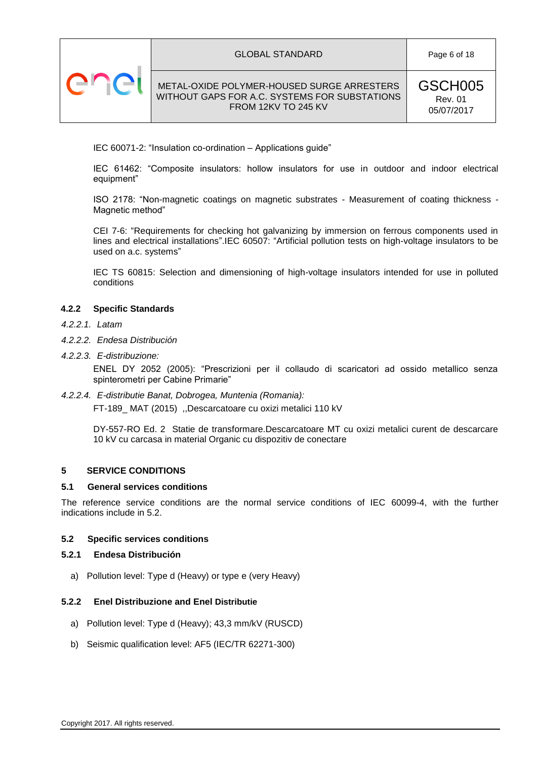IEC 60071-2: “Insulation co-ordination – Applications guide”

IEC 61462: “Composite insulators: hollow insulators for use in outdoor and indoor electrical equipment”

ISO 2178: “Non-magnetic coatings on magnetic substrates - Measurement of coating thickness - Magnetic method”

CEI 7-6: “Requirements for checking hot galvanizing by immersion on ferrous components used in lines and electrical installations”.IEC 60507: “Artificial pollution tests on high-voltage insulators to be used on a.c. systems”

IEC TS 60815: Selection and dimensioning of high-voltage insulators intended for use in polluted conditions

### 4.2.2 Specific Standards

*4.2.2.1. Latam*

*4.2.2.2. Endesa Distribución*

*4.2.2.3. E-distribuzione:*

ENEL DY 2052 (2005): “Prescrizioni per il collaudo di scaricatori ad ossido metallico senza spinterometri per Cabine Primarie”

*4.2.2.4. E-distributie Banat, Dobrogea, Muntenia (Romania):*

FT-189_ MAT (2015) ,,Descarcatoare cu oxizi metalici 110 kV

DY-557-RO Ed. 2 Statie de transformare.Descarcatoare MT cu oxizi metalici curent de descarcare 10 kV cu carcasa in material Organic cu dispozitiv de conectare

## 5 SERVICE CONDITIONS

### 5.1 General services conditions

The reference service conditions are the normal service conditions of IEC 60099-4, with the further indications include in 5.2.

### 5.2 Specific services conditions

#### 5.2.1 Endesa Distribución

a) Pollution level: Type d (Heavy) or type e (very Heavy)

#### 5.2.2 Enel Distribuzione and Enel Distributie

a) Pollution level: Type d (Heavy); 43,3 mm/kV (RUSCD)

b) Seismic qualification level: AF5 (IEC/TR 62271-300)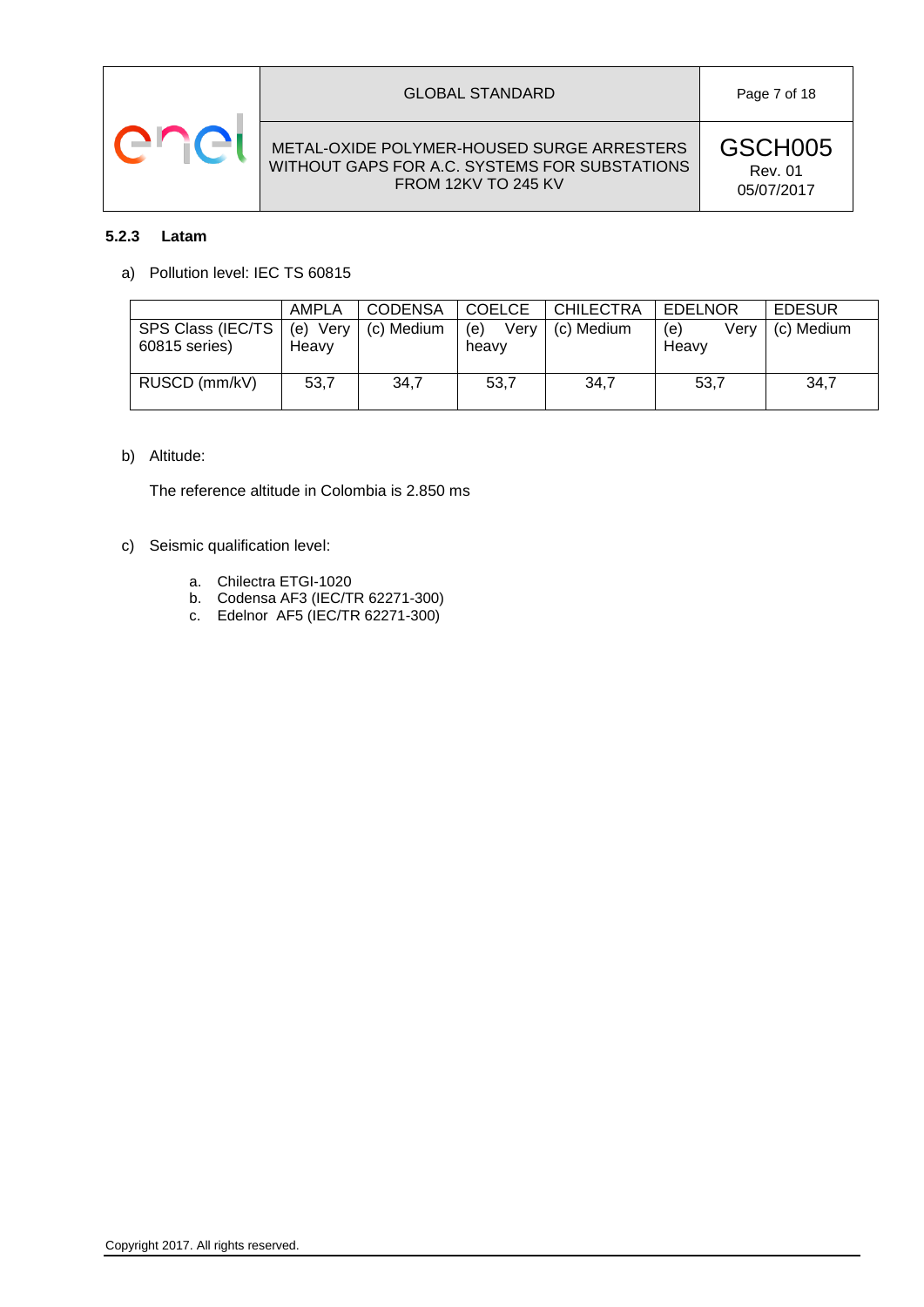### 5.2.3 Latam

a) Pollution level: IEC TS 60815

| | AMPLA | CODENSA | COELCE | CHILECTRA | EDELNOR | EDESUR |
|---|---|---|---|---|---|---|
| SPS Class (IEC/TS 60815 series) | (e) Very Heavy | (c) Medium | (e) Very heavy | (c) Medium | (e) Very Heavy | (c) Medium |
| RUSCD (mm/kV) | 53,7 | 34,7 | 53,7 | 34,7 | 53,7 | 34,7 |

b) Altitude:

The reference altitude in Colombia is 2.850 ms

c) Seismic qualification level:

a. Chilectra ETGI-1020
b. Codensa AF3 (IEC/TR 62271-300)
c. Edelnor AF5 (IEC/TR 62271-300)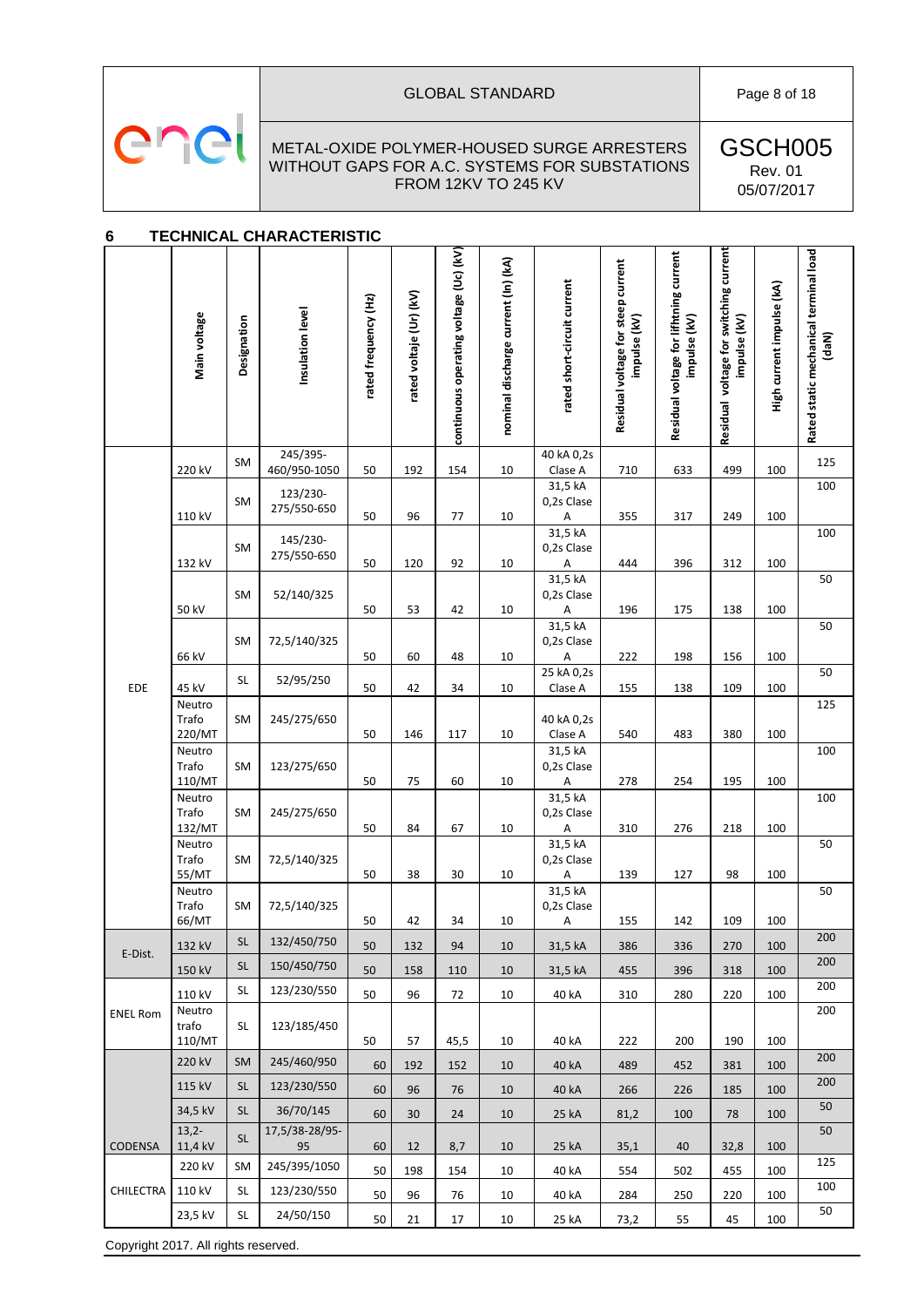## 6 TECHNICAL CHARACTERISTIC

| | Main voltage | Designation | Insulation level | rated frequency (Hz) | rated voltaje (Ur) (kV) | continuous operating voltage (Uc) (kV) | nominal discharge current (In) (kA) | rated short-circuit current | Residual voltage for steep current impulse (kV) | Residual voltage for liftning current impulse (kV) | Residual voltage for switching current impulse (kV) | High current impulse (kA) | Rated static mechanical terminal load (daN) |
|---|---|---|---|---|---|---|---|---|---|---|---|---|---|
| EDE | 220 kV | SM | 245/395-460/950-1050 | 50 | 192 | 154 | 10 | 40 kA 0,2s Clase A | 710 | 633 | 499 | 100 | 125 |
| | 110 kV | SM | 123/230-275/550-650 | 50 | 96 | 77 | 10 | 31,5 kA 0,2s Clase A | 355 | 317 | 249 | 100 | 100 |
| | 132 kV | SM | 145/230-275/550-650 | 50 | 120 | 92 | 10 | 31,5 kA 0,2s Clase A | 444 | 396 | 312 | 100 | 100 |
| | 50 kV | SM | 52/140/325 | 50 | 53 | 42 | 10 | 31,5 kA 0,2s Clase A | 196 | 175 | 138 | 100 | 50 |
| | 66 kV | SM | 72,5/140/325 | 50 | 60 | 48 | 10 | 31,5 kA 0,2s Clase A | 222 | 198 | 156 | 100 | 50 |
| | 45 kV | SL | 52/95/250 | 50 | 42 | 34 | 10 | 25 kA 0,2s Clase A | 155 | 138 | 109 | 100 | 50 |
| | Neutro Trafo 220/MT | SM | 245/275/650 | 50 | 146 | 117 | 10 | 40 kA 0,2s Clase A | 540 | 483 | 380 | 100 | 125 |
| | Neutro Trafo 110/MT | SM | 123/275/650 | 50 | 75 | 60 | 10 | 31,5 kA 0,2s Clase A | 278 | 254 | 195 | 100 | 100 |
| | Neutro Trafo 132/MT | SM | 245/275/650 | 50 | 84 | 67 | 10 | 31,5 kA 0,2s Clase A | 310 | 276 | 218 | 100 | 100 |
| | Neutro Trafo 55/MT | SM | 72,5/140/325 | 50 | 38 | 30 | 10 | 31,5 kA 0,2s Clase A | 139 | 127 | 98 | 100 | 50 |
| | Neutro Trafo 66/MT | SM | 72,5/140/325 | 50 | 42 | 34 | 10 | 31,5 kA 0,2s Clase A | 155 | 142 | 109 | 100 | 50 |
| E-Dist. | 132 kV | SL | 132/450/750 | 50 | 132 | 94 | 10 | 31,5 kA | 386 | 336 | 270 | 100 | 200 |
| | 150 kV | SL | 150/450/750 | 50 | 158 | 110 | 10 | 31,5 kA | 455 | 396 | 318 | 100 | 200 |
| ENEL Rom | 110 kV | SL | 123/230/550 | 50 | 96 | 72 | 10 | 40 kA | 310 | 280 | 220 | 100 | 200 |
| | Neutro trafo 110/MT | SL | 123/185/450 | 50 | 57 | 45,5 | 10 | 40 kA | 222 | 200 | 190 | 100 | 200 |
| CODENSA | 220 kV | SM | 245/460/950 | 60 | 192 | 152 | 10 | 40 kA | 489 | 452 | 381 | 100 | 200 |
| | 115 kV | SL | 123/230/550 | 60 | 96 | 76 | 10 | 40 kA | 266 | 226 | 185 | 100 | 200 |
| | 34,5 kV | SL | 36/70/145 | 60 | 30 | 24 | 10 | 25 kA | 81,2 | 100 | 78 | 100 | 50 |
| | 13,2-11,4 kV | SL | 17,5/38-28/95-95 | 60 | 12 | 8,7 | 10 | 25 kA | 35,1 | 40 | 32,8 | 100 | 50 |
| CHILECTRA | 220 kV | SM | 245/395/1050 | 50 | 198 | 154 | 10 | 40 kA | 554 | 502 | 455 | 100 | 125 |
| | 110 kV | SL | 123/230/550 | 50 | 96 | 76 | 10 | 40 kA | 284 | 250 | 220 | 100 | 100 |
| | 23,5 kV | SL | 24/50/150 | 50 | 21 | 17 | 10 | 25 kA | 73,2 | 55 | 45 | 100 | 50 |

Copyright 2017. All rights reserved.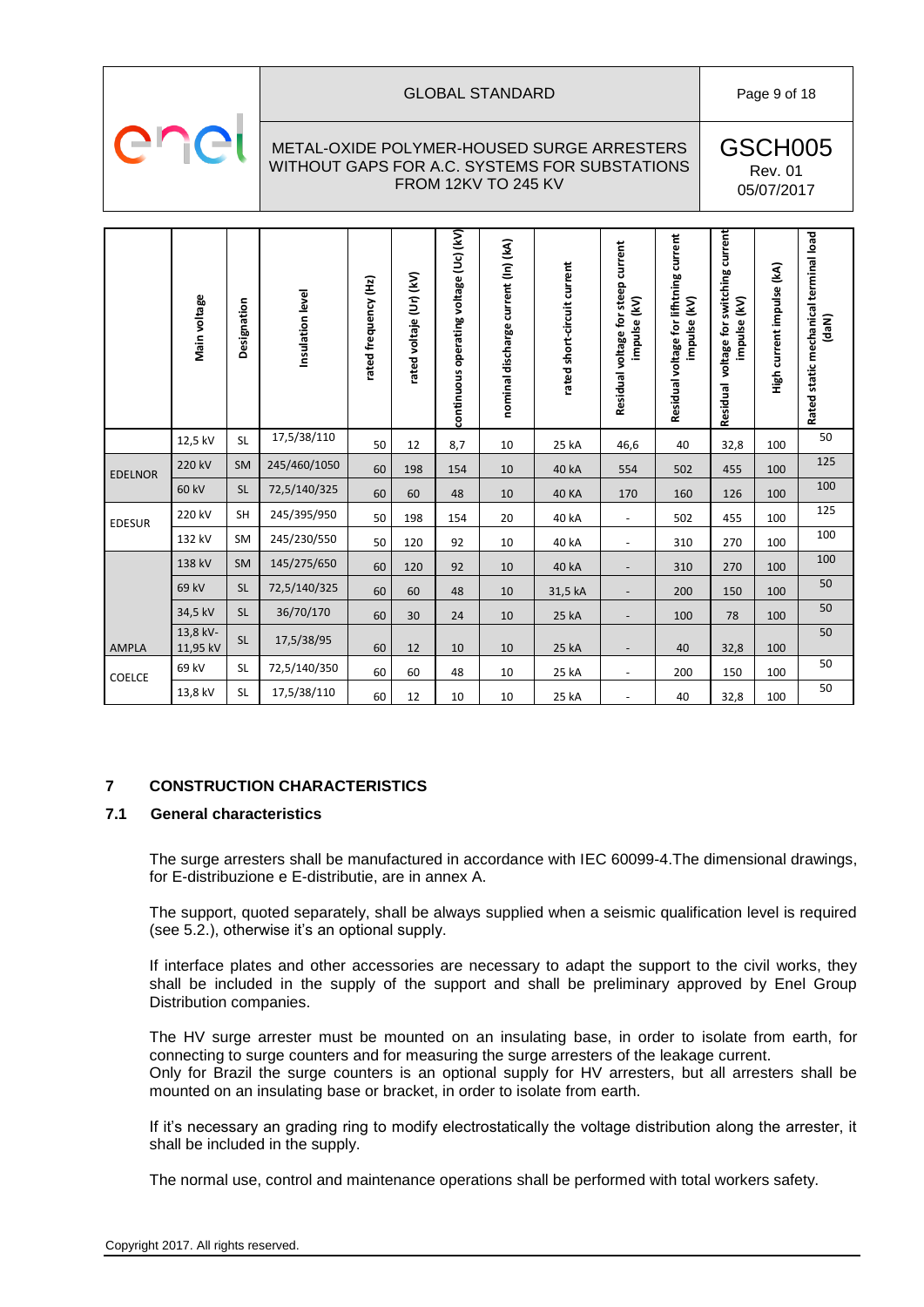| | Main voltage | Designation | Insulation level | rated frequency (Hz) | rated voltaje (Ur) (kV) | continuous operating voltage (Uc) (kV) | nominal discharge current (In) (kA) | rated short-circuit current | Residual voltage for steep current impulse (kV) | Residual voltage for lifhtning current impulse (kV) | Residual voltage for switching current impulse (kV) | High current impulse (kA) | Rated static mechanical terminal load (daN) |
|---|---|---|---|---|---|---|---|---|---|---|---|---|---|
| | 12,5 kV | SL | 17,5/38/110 | 50 | 12 | 8,7 | 10 | 25 kA | 46,6 | 40 | 32,8 | 100 | 50 |
| EDELNOR | 220 kV | SM | 245/460/1050 | 60 | 198 | 154 | 10 | 40 kA | 554 | 502 | 455 | 100 | 125 |
| | 60 kV | SL | 72,5/140/325 | 60 | 60 | 48 | 10 | 40 KA | 170 | 160 | 126 | 100 | 100 |
| EDESUR | 220 kV | SH | 245/395/950 | 50 | 198 | 154 | 20 | 40 kA | - | 502 | 455 | 100 | 125 |
| | 132 kV | SM | 245/230/550 | 50 | 120 | 92 | 10 | 40 kA | - | 310 | 270 | 100 | 100 |
| | 138 kV | SM | 145/275/650 | 60 | 120 | 92 | 10 | 40 kA | - | 310 | 270 | 100 | 100 |
| | 69 kV | SL | 72,5/140/325 | 60 | 60 | 48 | 10 | 31,5 kA | - | 200 | 150 | 100 | 50 |
| | 34,5 kV | SL | 36/70/170 | 60 | 30 | 24 | 10 | 25 kA | - | 100 | 78 | 100 | 50 |
| AMPLA | 13,8 kV-11,95 kV | SL | 17,5/38/95 | 60 | 12 | 10 | 10 | 25 kA | - | 40 | 32,8 | 100 | 50 |
| COELCE | 69 kV | SL | 72,5/140/350 | 60 | 60 | 48 | 10 | 25 kA | - | 200 | 150 | 100 | 50 |
| | 13,8 kV | SL | 17,5/38/110 | 60 | 12 | 10 | 10 | 25 kA | - | 40 | 32,8 | 100 | 50 |

## 7 CONSTRUCTION CHARACTERISTICS

### 7.1 General characteristics

The surge arresters shall be manufactured in accordance with IEC 60099-4.The dimensional drawings, for E-distribuzione e E-distributie, are in annex A.

The support, quoted separately, shall be always supplied when a seismic qualification level is required (see 5.2.), otherwise it's an optional supply.

If interface plates and other accessories are necessary to adapt the support to the civil works, they shall be included in the supply of the support and shall be preliminary approved by Enel Group Distribution companies.

The HV surge arrester must be mounted on an insulating base, in order to isolate from earth, for connecting to surge counters and for measuring the surge arresters of the leakage current.
Only for Brazil the surge counters is an optional supply for HV arresters, but all arresters shall be mounted on an insulating base or bracket, in order to isolate from earth.

If it's necessary an grading ring to modify electrostatically the voltage distribution along the arrester, it shall be included in the supply.

The normal use, control and maintenance operations shall be performed with total workers safety.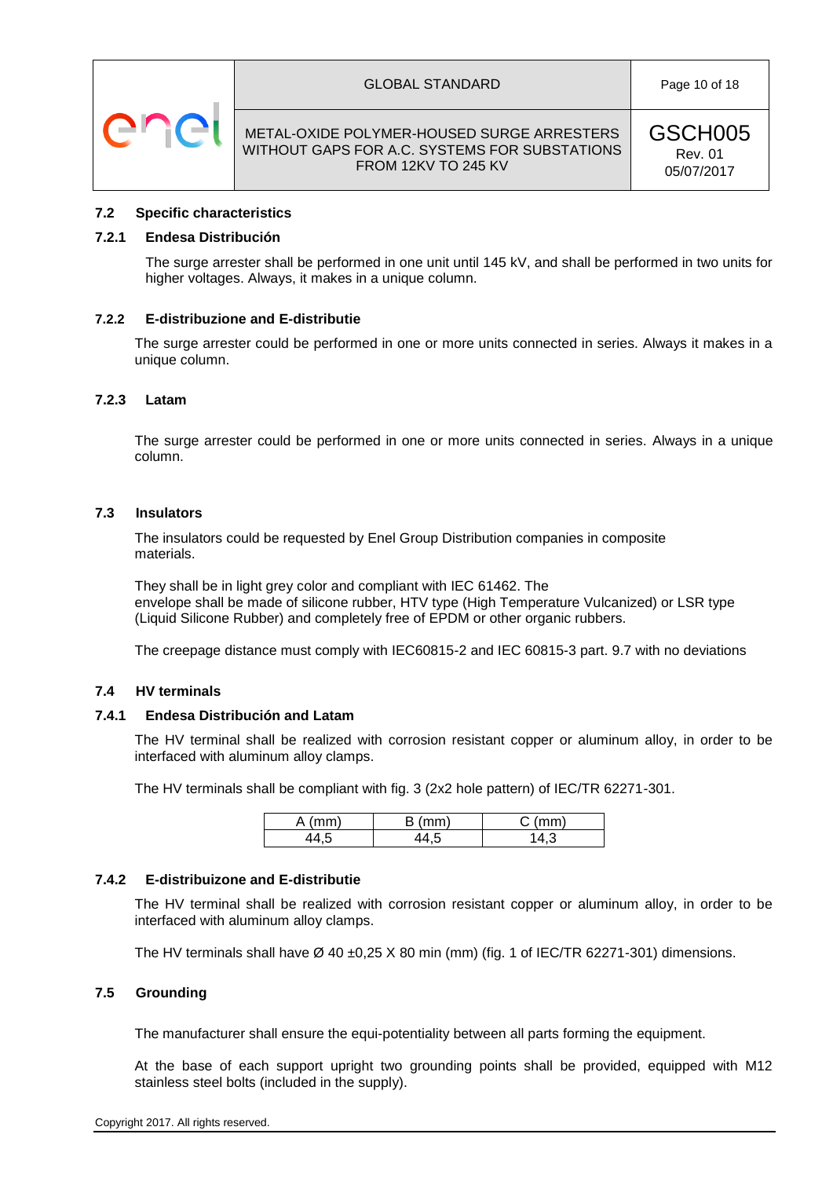### 7.2 Specific characteristics

#### 7.2.1 Endesa Distribución

The surge arrester shall be performed in one unit until 145 kV, and shall be performed in two units for higher voltages. Always, it makes in a unique column.

#### 7.2.2 E-distribuzione and E-distributie

The surge arrester could be performed in one or more units connected in series. Always it makes in a unique column.

#### 7.2.3 Latam

The surge arrester could be performed in one or more units connected in series. Always in a unique column.

### 7.3 Insulators

The insulators could be requested by Enel Group Distribution companies in composite materials.

They shall be in light grey color and compliant with IEC 61462. The envelope shall be made of silicone rubber, HTV type (High Temperature Vulcanized) or LSR type (Liquid Silicone Rubber) and completely free of EPDM or other organic rubbers.

The creepage distance must comply with IEC60815-2 and IEC 60815-3 part. 9.7 with no deviations

### 7.4 HV terminals

#### 7.4.1 Endesa Distribución and Latam

The HV terminal shall be realized with corrosion resistant copper or aluminum alloy, in order to be interfaced with aluminum alloy clamps.

The HV terminals shall be compliant with fig. 3 (2x2 hole pattern) of IEC/TR 62271-301.

| A (mm) | B (mm) | C (mm) |
|---|---|---|
| 44,5 | 44,5 | 14,3 |

#### 7.4.2 E-distribuizone and E-distributie

The HV terminal shall be realized with corrosion resistant copper or aluminum alloy, in order to be interfaced with aluminum alloy clamps.

The HV terminals shall have Ø 40 ±0,25 X 80 min (mm) (fig. 1 of IEC/TR 62271-301) dimensions.

### 7.5 Grounding

The manufacturer shall ensure the equi-potentiality between all parts forming the equipment.

At the base of each support upright two grounding points shall be provided, equipped with M12 stainless steel bolts (included in the supply).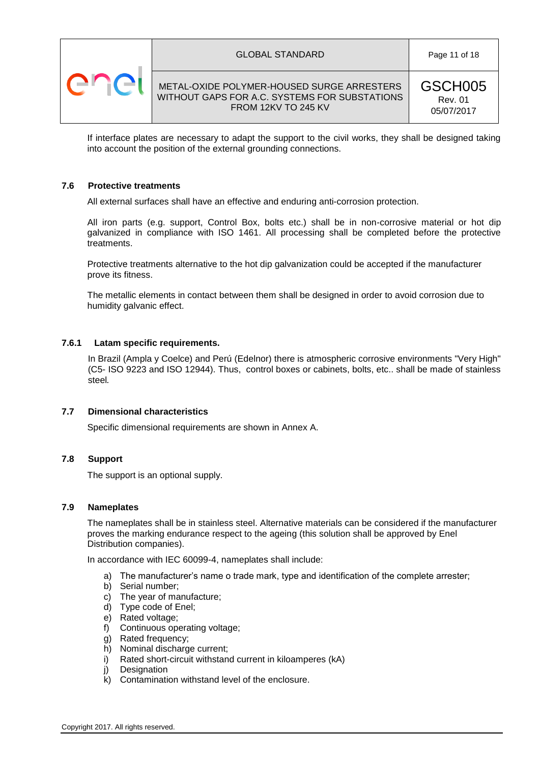If interface plates are necessary to adapt the support to the civil works, they shall be designed taking into account the position of the external grounding connections.

### 7.6 Protective treatments

All external surfaces shall have an effective and enduring anti-corrosion protection.

All iron parts (e.g. support, Control Box, bolts etc.) shall be in non-corrosive material or hot dip galvanized in compliance with ISO 1461. All processing shall be completed before the protective treatments.

Protective treatments alternative to the hot dip galvanization could be accepted if the manufacturer prove its fitness.

The metallic elements in contact between them shall be designed in order to avoid corrosion due to humidity galvanic effect.

#### 7.6.1 Latam specific requirements.

In Brazil (Ampla y Coelce) and Perú (Edelnor) there is atmospheric corrosive environments "Very High" (C5- ISO 9223 and ISO 12944). Thus, control boxes or cabinets, bolts, etc.. shall be made of stainless steel.

### 7.7 Dimensional characteristics

Specific dimensional requirements are shown in Annex A.

### 7.8 Support

The support is an optional supply.

### 7.9 Nameplates

The nameplates shall be in stainless steel. Alternative materials can be considered if the manufacturer proves the marking endurance respect to the ageing (this solution shall be approved by Enel Distribution companies).

In accordance with IEC 60099-4, nameplates shall include:

a) The manufacturer's name o trade mark, type and identification of the complete arrester;
b) Serial number;
c) The year of manufacture;
d) Type code of Enel;
e) Rated voltage;
f) Continuous operating voltage;
g) Rated frequency;
h) Nominal discharge current;
i) Rated short-circuit withstand current in kiloamperes (kA)
j) Designation
k) Contamination withstand level of the enclosure.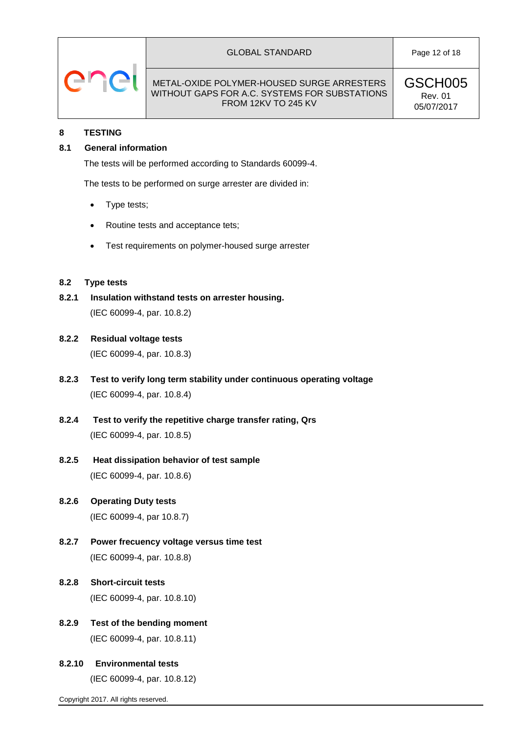# 8 TESTING

## 8.1 General information

The tests will be performed according to Standards 60099-4.

The tests to be performed on surge arrester are divided in:

- Type tests;
- Routine tests and acceptance tets;
- Test requirements on polymer-housed surge arrester

## 8.2 Type tests

### 8.2.1 Insulation withstand tests on arrester housing.

(IEC 60099-4, par. 10.8.2)

### 8.2.2 Residual voltage tests

(IEC 60099-4, par. 10.8.3)

### 8.2.3 Test to verify long term stability under continuous operating voltage

(IEC 60099-4, par. 10.8.4)

### 8.2.4 Test to verify the repetitive charge transfer rating, Qrs

(IEC 60099-4, par. 10.8.5)

### 8.2.5 Heat dissipation behavior of test sample

(IEC 60099-4, par. 10.8.6)

### 8.2.6 Operating Duty tests

(IEC 60099-4, par 10.8.7)

### 8.2.7 Power frecuency voltage versus time test

(IEC 60099-4, par. 10.8.8)

### 8.2.8 Short-circuit tests

(IEC 60099-4, par. 10.8.10)

### 8.2.9 Test of the bending moment

(IEC 60099-4, par. 10.8.11)

### 8.2.10 Environmental tests

(IEC 60099-4, par. 10.8.12)

Copyright 2017. All rights reserved.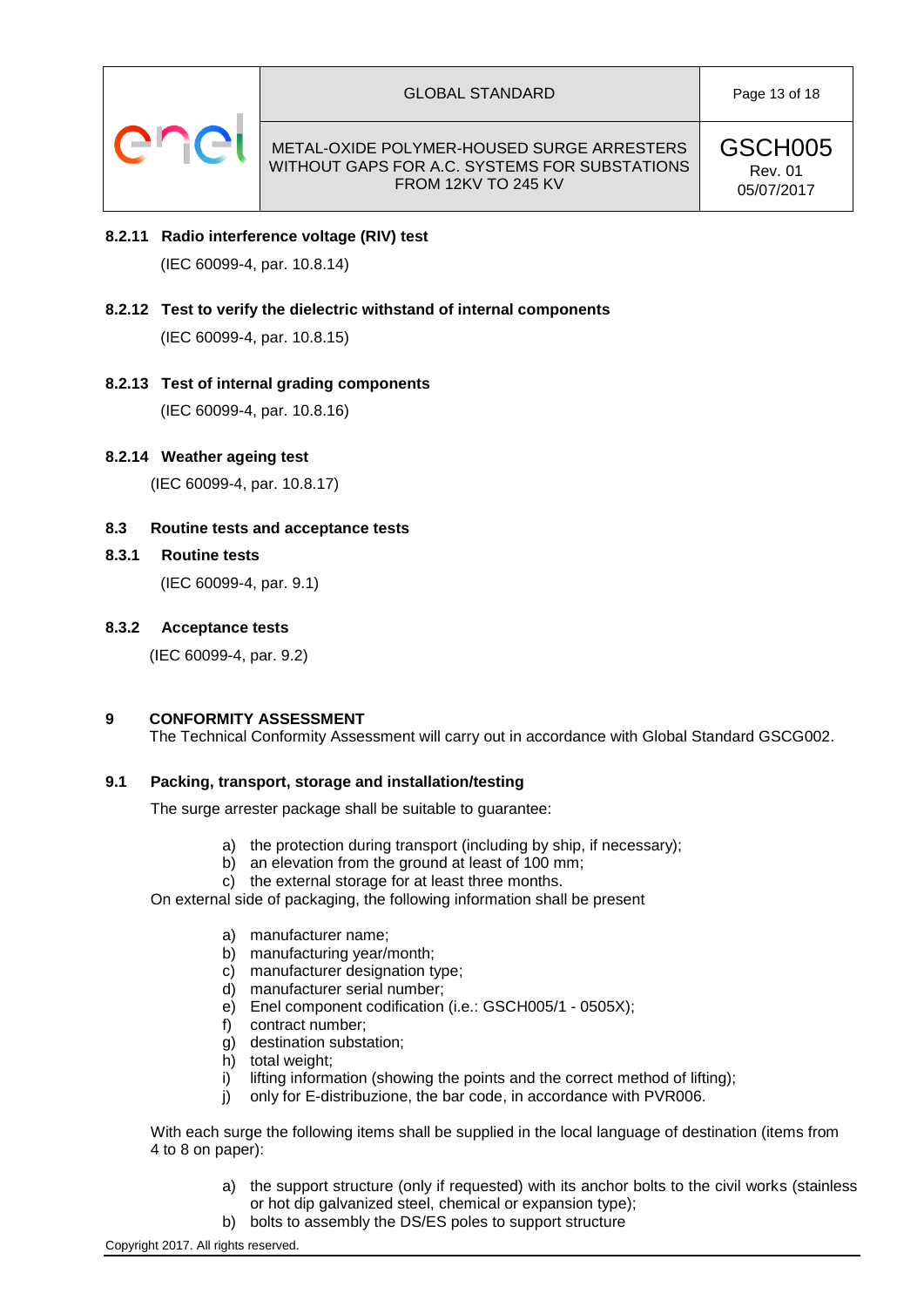#### 8.2.11 Radio interference voltage (RIV) test

(IEC 60099-4, par. 10.8.14)

#### 8.2.12 Test to verify the dielectric withstand of internal components

(IEC 60099-4, par. 10.8.15)

#### 8.2.13 Test of internal grading components

(IEC 60099-4, par. 10.8.16)

#### 8.2.14 Weather ageing test

(IEC 60099-4, par. 10.8.17)

### 8.3 Routine tests and acceptance tests

#### 8.3.1 Routine tests

(IEC 60099-4, par. 9.1)

#### 8.3.2 Acceptance tests

(IEC 60099-4, par. 9.2)

## 9 CONFORMITY ASSESSMENT

The Technical Conformity Assessment will carry out in accordance with Global Standard GSCG002.

### 9.1 Packing, transport, storage and installation/testing

The surge arrester package shall be suitable to guarantee:

a) the protection during transport (including by ship, if necessary);
b) an elevation from the ground at least of 100 mm;
c) the external storage for at least three months.

On external side of packaging, the following information shall be present

a) manufacturer name;
b) manufacturing year/month;
c) manufacturer designation type;
d) manufacturer serial number;
e) Enel component codification (i.e.: GSCH005/1 - 0505X);
f) contract number;
g) destination substation;
h) total weight;
i) lifting information (showing the points and the correct method of lifting);
j) only for E-distribuzione, the bar code, in accordance with PVR006.

With each surge the following items shall be supplied in the local language of destination (items from 4 to 8 on paper):

a) the support structure (only if requested) with its anchor bolts to the civil works (stainless or hot dip galvanized steel, chemical or expansion type);
b) bolts to assembly the DS/ES poles to support structure

Copyright 2017. All rights reserved.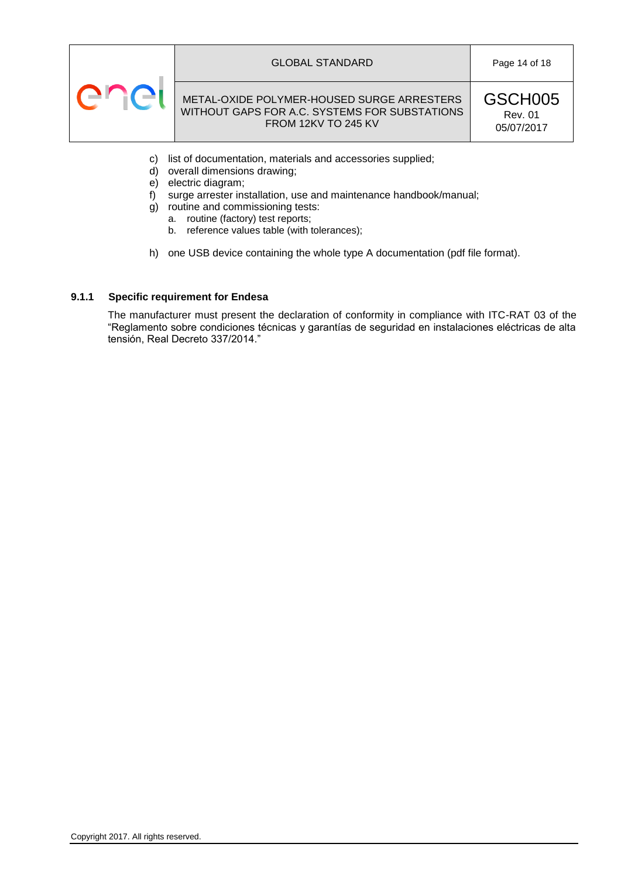c) list of documentation, materials and accessories supplied;
d) overall dimensions drawing;
e) electric diagram;
f) surge arrester installation, use and maintenance handbook/manual;
g) routine and commissioning tests:
    a. routine (factory) test reports;
    b. reference values table (with tolerances);

h) one USB device containing the whole type A documentation (pdf file format).

### 9.1.1 Specific requirement for Endesa

The manufacturer must present the declaration of conformity in compliance with ITC-RAT 03 of the "Reglamento sobre condiciones técnicas y garantías de seguridad en instalaciones eléctricas de alta tensión, Real Decreto 337/2014."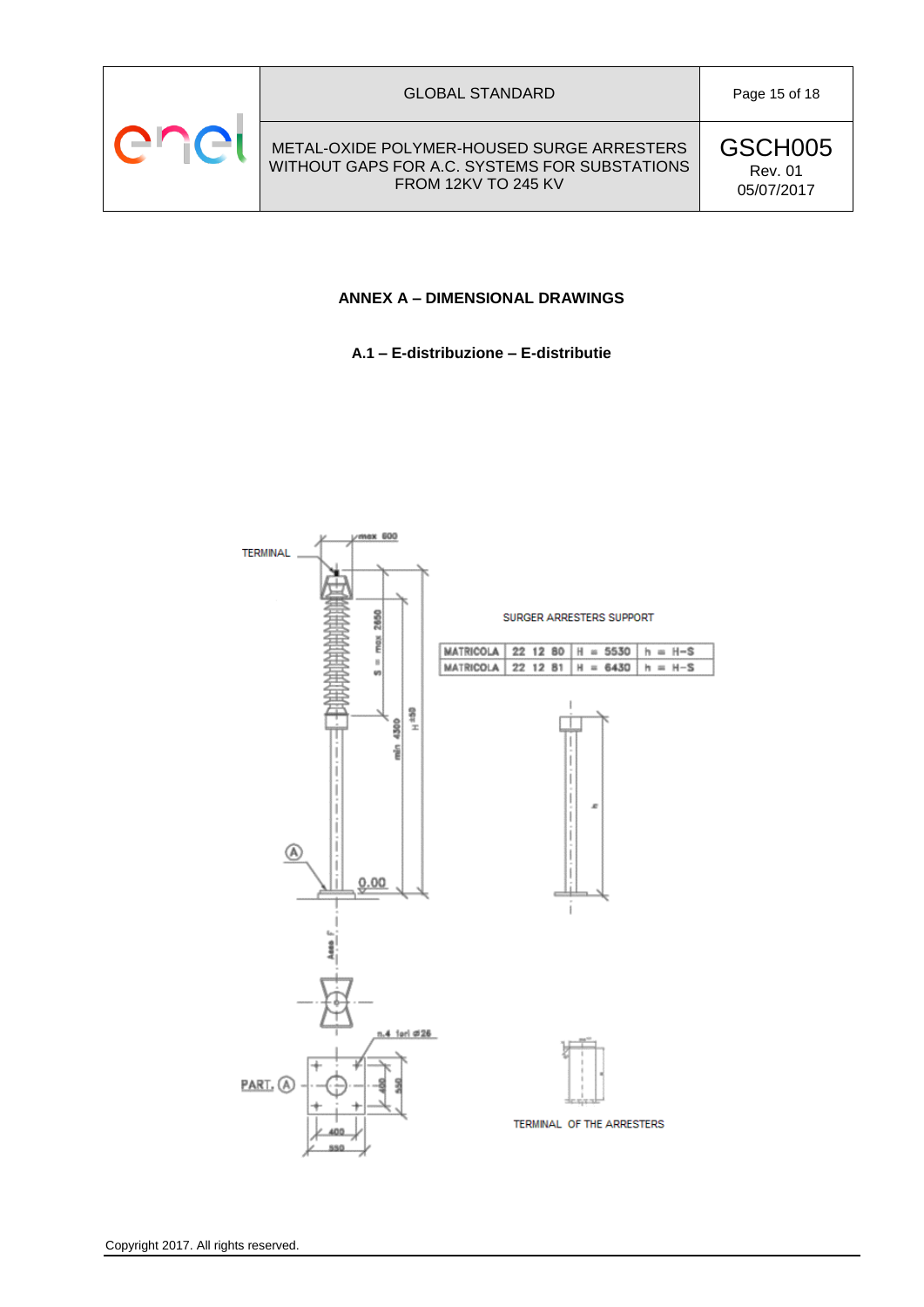## ANNEX A – DIMENSIONAL DRAWINGS

### A.1 – E-distribuzione – E-distributie

TERMINAL

max 600

S = max 2650

min 4300

H ±50

0.00

Asse

PART. A

n.4 fori ⌀26

400

550

SURGER ARRESTERS SUPPORT

| MATRICOLA | 22 12 80 | H = 5530 | h = H-S |
|---|---|---|---|
| MATRICOLA | 22 12 81 | H = 6430 | h = H-S |

TERMINAL OF THE ARRESTERS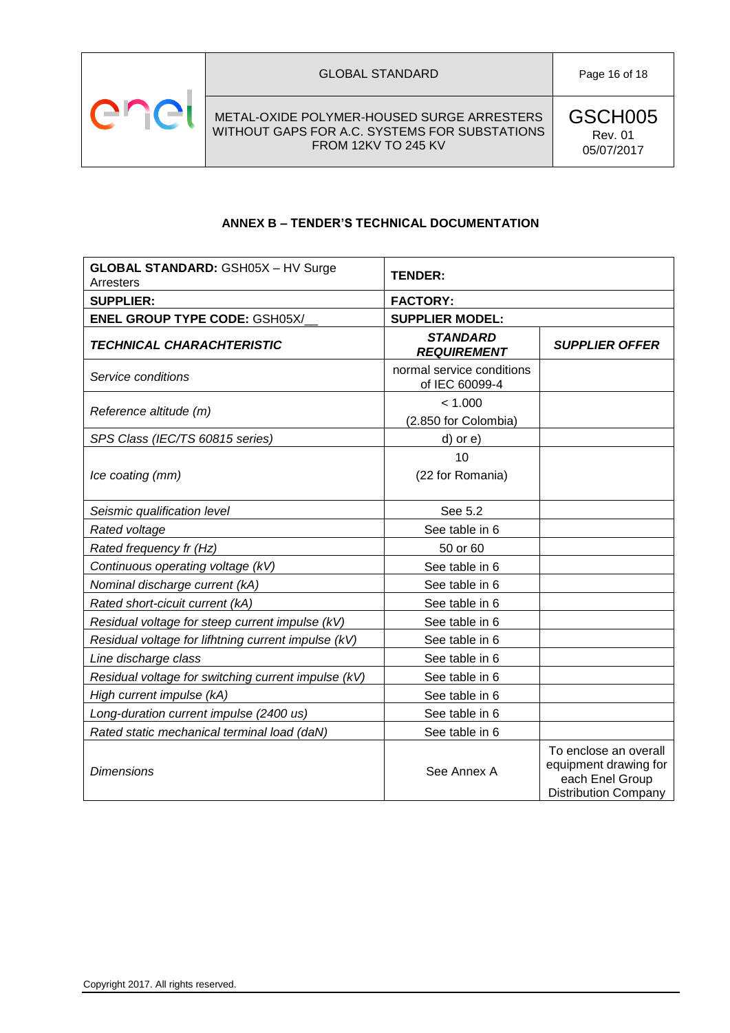### ANNEX B – TENDER'S TECHNICAL DOCUMENTATION

| **GLOBAL STANDARD:** GSH05X – HV Surge Arresters | **TENDER:** | |
|---|---|---|
| **SUPPLIER:** | **FACTORY:** | |
| **ENEL GROUP TYPE CODE:** GSH05X/__ | **SUPPLIER MODEL:** | |
| ***TECHNICAL CHARACHTERISTIC*** | ***STANDARD REQUIREMENT*** | ***SUPPLIER OFFER*** |
| *Service conditions* | normal service conditions of IEC 60099-4 | |
| *Reference altitude (m)* | < 1.000<br>(2.850 for Colombia) | |
| *SPS Class (IEC/TS 60815 series)* | d) or e) | |
| *Ice coating (mm)* | 10<br>(22 for Romania) | |
| *Seismic qualification level* | See 5.2 | |
| *Rated voltage* | See table in 6 | |
| *Rated frequency fr (Hz)* | 50 or 60 | |
| *Continuous operating voltage (kV)* | See table in 6 | |
| *Nominal discharge current (kA)* | See table in 6 | |
| *Rated short-cicuit current (kA)* | See table in 6 | |
| *Residual voltage for steep current impulse (kV)* | See table in 6 | |
| *Residual voltage for lifhtning current impulse (kV)* | See table in 6 | |
| *Line discharge class* | See table in 6 | |
| *Residual voltage for switching current impulse (kV)* | See table in 6 | |
| *High current impulse (kA)* | See table in 6 | |
| *Long-duration current impulse (2400 us)* | See table in 6 | |
| *Rated static mechanical terminal load (daN)* | See table in 6 | |
| *Dimensions* | See Annex A | To enclose an overall equipment drawing for each Enel Group Distribution Company |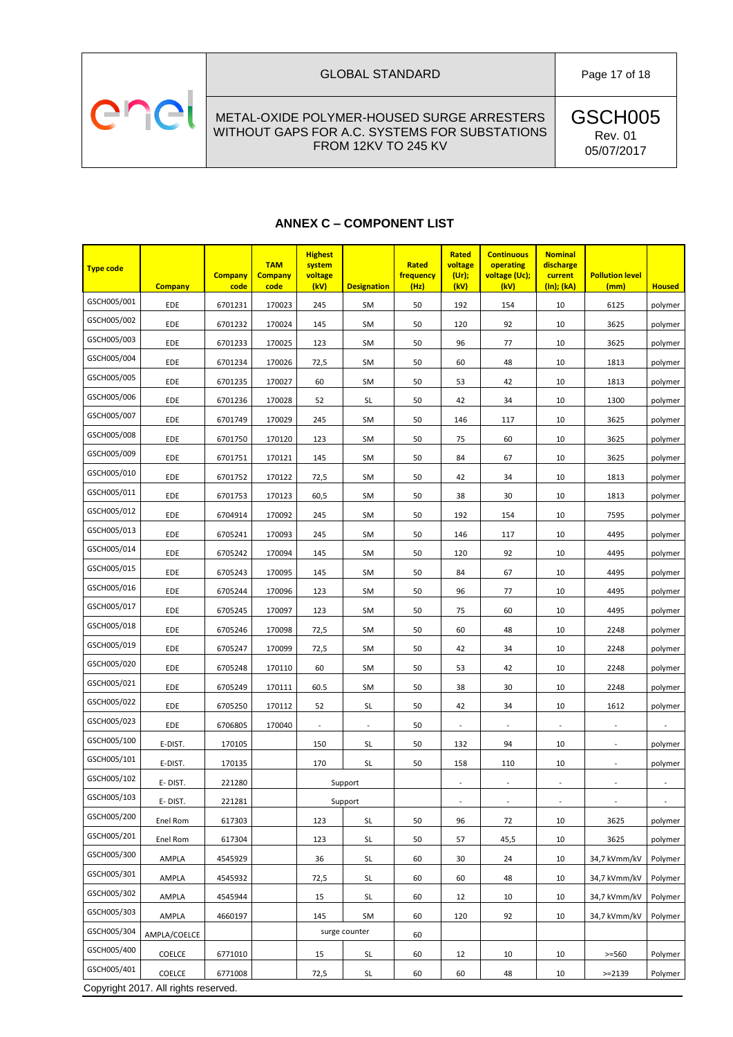## ANNEX C – COMPONENT LIST

| Type code | Company | Company code | TAM Company code | Highest system voltage (kV) | Designation | Rated frequency (Hz) | Rated voltage (Ur); (kV) | Continuous operating voltage (Uc); (kV) | Nominal discharge current (In); (kA) | Pollution level (mm) | Housed |
|---|---|---|---|---|---|---|---|---|---|---|---|
| GSCH005/001 | EDE | 6701231 | 170023 | 245 | SM | 50 | 192 | 154 | 10 | 6125 | polymer |
| GSCH005/002 | EDE | 6701232 | 170024 | 145 | SM | 50 | 120 | 92 | 10 | 3625 | polymer |
| GSCH005/003 | EDE | 6701233 | 170025 | 123 | SM | 50 | 96 | 77 | 10 | 3625 | polymer |
| GSCH005/004 | EDE | 6701234 | 170026 | 72,5 | SM | 50 | 60 | 48 | 10 | 1813 | polymer |
| GSCH005/005 | EDE | 6701235 | 170027 | 60 | SM | 50 | 53 | 42 | 10 | 1813 | polymer |
| GSCH005/006 | EDE | 6701236 | 170028 | 52 | SL | 50 | 42 | 34 | 10 | 1300 | polymer |
| GSCH005/007 | EDE | 6701749 | 170029 | 245 | SM | 50 | 146 | 117 | 10 | 3625 | polymer |
| GSCH005/008 | EDE | 6701750 | 170120 | 123 | SM | 50 | 75 | 60 | 10 | 3625 | polymer |
| GSCH005/009 | EDE | 6701751 | 170121 | 145 | SM | 50 | 84 | 67 | 10 | 3625 | polymer |
| GSCH005/010 | EDE | 6701752 | 170122 | 72,5 | SM | 50 | 42 | 34 | 10 | 1813 | polymer |
| GSCH005/011 | EDE | 6701753 | 170123 | 60,5 | SM | 50 | 38 | 30 | 10 | 1813 | polymer |
| GSCH005/012 | EDE | 6704914 | 170092 | 245 | SM | 50 | 192 | 154 | 10 | 7595 | polymer |
| GSCH005/013 | EDE | 6705241 | 170093 | 245 | SM | 50 | 146 | 117 | 10 | 4495 | polymer |
| GSCH005/014 | EDE | 6705242 | 170094 | 145 | SM | 50 | 120 | 92 | 10 | 4495 | polymer |
| GSCH005/015 | EDE | 6705243 | 170095 | 145 | SM | 50 | 84 | 67 | 10 | 4495 | polymer |
| GSCH005/016 | EDE | 6705244 | 170096 | 123 | SM | 50 | 96 | 77 | 10 | 4495 | polymer |
| GSCH005/017 | EDE | 6705245 | 170097 | 123 | SM | 50 | 75 | 60 | 10 | 4495 | polymer |
| GSCH005/018 | EDE | 6705246 | 170098 | 72,5 | SM | 50 | 60 | 48 | 10 | 2248 | polymer |
| GSCH005/019 | EDE | 6705247 | 170099 | 72,5 | SM | 50 | 42 | 34 | 10 | 2248 | polymer |
| GSCH005/020 | EDE | 6705248 | 170110 | 60 | SM | 50 | 53 | 42 | 10 | 2248 | polymer |
| GSCH005/021 | EDE | 6705249 | 170111 | 60.5 | SM | 50 | 38 | 30 | 10 | 2248 | polymer |
| GSCH005/022 | EDE | 6705250 | 170112 | 52 | SL | 50 | 42 | 34 | 10 | 1612 | polymer |
| GSCH005/023 | EDE | 6706805 | 170040 | - | - | 50 | - | - | - | - | - |
| GSCH005/100 | E-DIST. | 170105 | | 150 | SL | 50 | 132 | 94 | 10 | - | polymer |
| GSCH005/101 | E-DIST. | 170135 | | 170 | SL | 50 | 158 | 110 | 10 | - | polymer |
| GSCH005/102 | E- DIST. | 221280 | | Support | | | - | - | - | - | - |
| GSCH005/103 | E- DIST. | 221281 | | Support | | | - | - | - | - | - |
| GSCH005/200 | Enel Rom | 617303 | | 123 | SL | 50 | 96 | 72 | 10 | 3625 | polymer |
| GSCH005/201 | Enel Rom | 617304 | | 123 | SL | 50 | 57 | 45,5 | 10 | 3625 | polymer |
| GSCH005/300 | AMPLA | 4545929 | | 36 | SL | 60 | 30 | 24 | 10 | 34,7 kVmm/kV | Polymer |
| GSCH005/301 | AMPLA | 4545932 | | 72,5 | SL | 60 | 60 | 48 | 10 | 34,7 kVmm/kV | Polymer |
| GSCH005/302 | AMPLA | 4545944 | | 15 | SL | 60 | 12 | 10 | 10 | 34,7 kVmm/kV | Polymer |
| GSCH005/303 | AMPLA | 4660197 | | 145 | SM | 60 | 120 | 92 | 10 | 34,7 kVmm/kV | Polymer |
| GSCH005/304 | AMPLA/COELCE | | | surge counter | | 60 | | | | | |
| GSCH005/400 | COELCE | 6771010 | | 15 | SL | 60 | 12 | 10 | 10 | >=560 | Polymer |
| GSCH005/401 | COELCE | 6771008 | | 72,5 | SL | 60 | 60 | 48 | 10 | >=2139 | Polymer |

Copyright 2017. All rights reserved.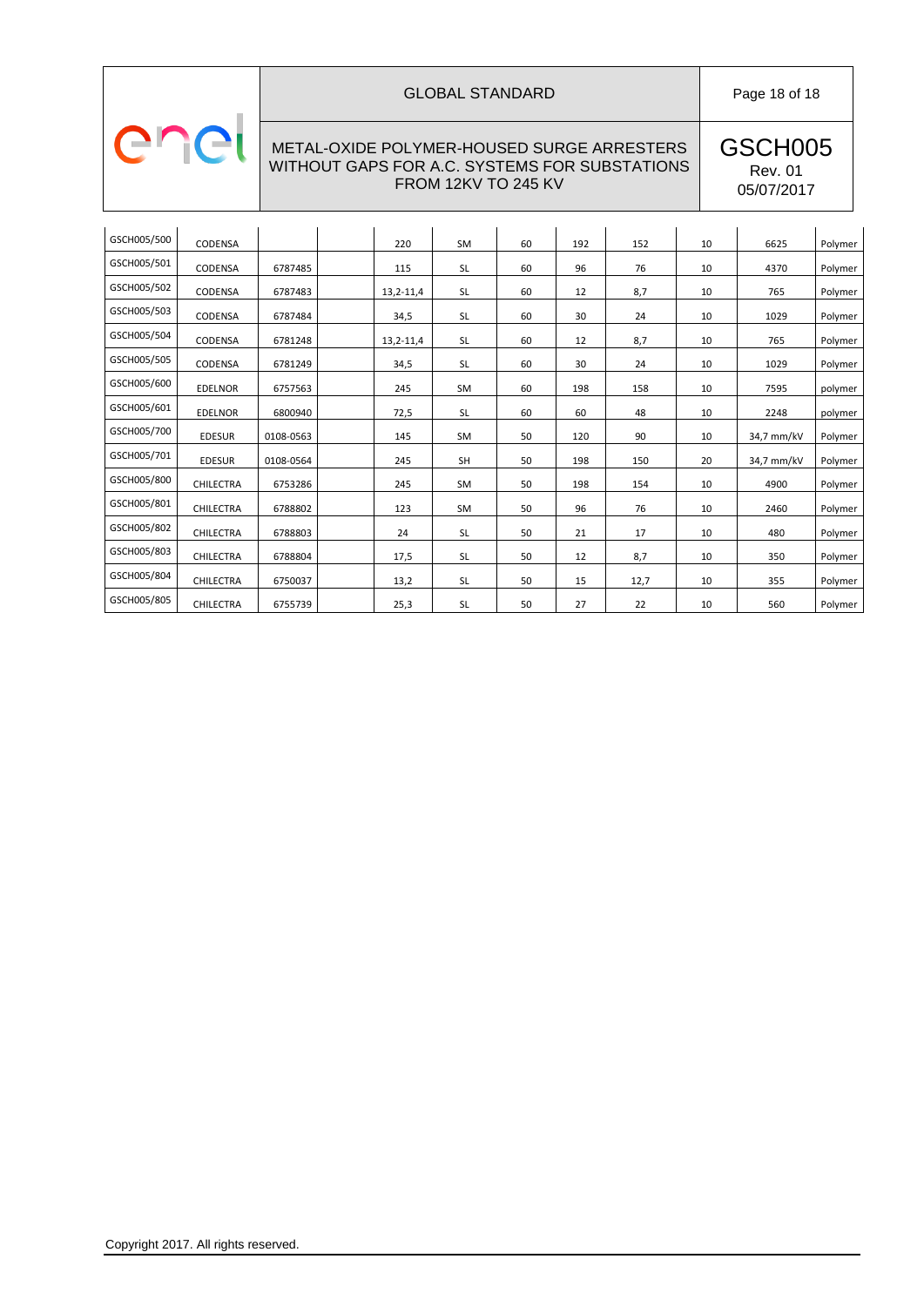| | | | | | | | | | | | |
|---|---|---|---|---|---|---|---|---|---|---|---|
| GSCH005/500 | CODENSA | | | 220 | SM | 60 | 192 | 152 | 10 | 6625 | Polymer |
| GSCH005/501 | CODENSA | 6787485 | | 115 | SL | 60 | 96 | 76 | 10 | 4370 | Polymer |
| GSCH005/502 | CODENSA | 6787483 | | 13,2-11,4 | SL | 60 | 12 | 8,7 | 10 | 765 | Polymer |
| GSCH005/503 | CODENSA | 6787484 | | 34,5 | SL | 60 | 30 | 24 | 10 | 1029 | Polymer |
| GSCH005/504 | CODENSA | 6781248 | | 13,2-11,4 | SL | 60 | 12 | 8,7 | 10 | 765 | Polymer |
| GSCH005/505 | CODENSA | 6781249 | | 34,5 | SL | 60 | 30 | 24 | 10 | 1029 | Polymer |
| GSCH005/600 | EDELNOR | 6757563 | | 245 | SM | 60 | 198 | 158 | 10 | 7595 | polymer |
| GSCH005/601 | EDELNOR | 6800940 | | 72,5 | SL | 60 | 60 | 48 | 10 | 2248 | polymer |
| GSCH005/700 | EDESUR | 0108-0563 | | 145 | SM | 50 | 120 | 90 | 10 | 34,7 mm/kV | Polymer |
| GSCH005/701 | EDESUR | 0108-0564 | | 245 | SH | 50 | 198 | 150 | 20 | 34,7 mm/kV | Polymer |
| GSCH005/800 | CHILECTRA | 6753286 | | 245 | SM | 50 | 198 | 154 | 10 | 4900 | Polymer |
| GSCH005/801 | CHILECTRA | 6788802 | | 123 | SM | 50 | 96 | 76 | 10 | 2460 | Polymer |
| GSCH005/802 | CHILECTRA | 6788803 | | 24 | SL | 50 | 21 | 17 | 10 | 480 | Polymer |
| GSCH005/803 | CHILECTRA | 6788804 | | 17,5 | SL | 50 | 12 | 8,7 | 10 | 350 | Polymer |
| GSCH005/804 | CHILECTRA | 6750037 | | 13,2 | SL | 50 | 15 | 12,7 | 10 | 355 | Polymer |
| GSCH005/805 | CHILECTRA | 6755739 | | 25,3 | SL | 50 | 27 | 22 | 10 | 560 | Polymer |